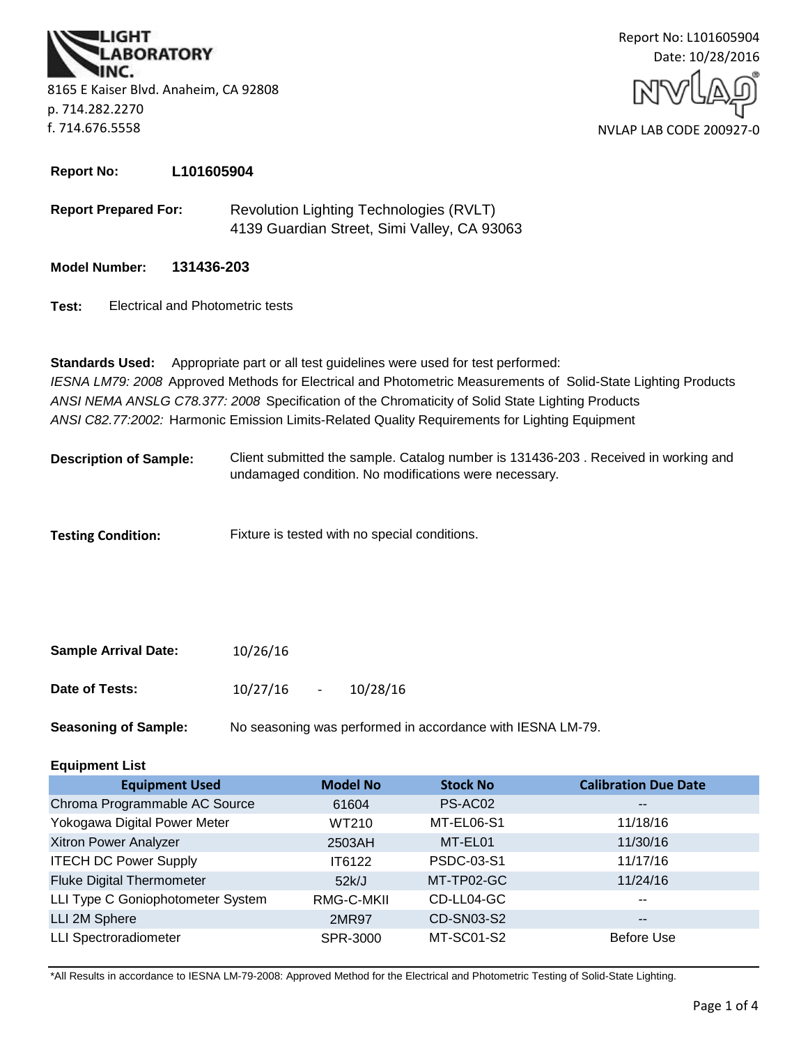LIGHT LABORATORY INC.

8165 E Kaiser Blvd. Anaheim, CA 92808
p. 714.282.2270
f. 714.676.5558

Report No: L101605904
Date: 10/28/2016

NVLAP LAB CODE 200927-0

**Report No:** **L101605904**

**Report Prepared For:** Revolution Lighting Technologies (RVLT)
4139 Guardian Street, Simi Valley, CA 93063

**Model Number:** **131436-203**

**Test:** Electrical and Photometric tests

**Standards Used:** Appropriate part or all test guidelines were used for test performed:
*IESNA LM79: 2008* Approved Methods for Electrical and Photometric Measurements of Solid-State Lighting Products
*ANSI NEMA ANSLG C78.377: 2008* Specification of the Chromaticity of Solid State Lighting Products
*ANSI C82.77:2002:* Harmonic Emission Limits-Related Quality Requirements for Lighting Equipment

**Description of Sample:** Client submitted the sample. Catalog number is 131436-203 . Received in working and undamaged condition. No modifications were necessary.

**Testing Condition:** Fixture is tested with no special conditions.

**Sample Arrival Date:** 10/26/16

**Date of Tests:** 10/27/16 - 10/28/16

**Seasoning of Sample:** No seasoning was performed in accordance with IESNA LM-79.

**Equipment List**

| Equipment Used | Model No | Stock No | Calibration Due Date |
|---|---|---|---|
| Chroma Programmable AC Source | 61604 | PS-AC02 | -- |
| Yokogawa Digital Power Meter | WT210 | MT-EL06-S1 | 11/18/16 |
| Xitron Power Analyzer | 2503AH | MT-EL01 | 11/30/16 |
| ITECH DC Power Supply | IT6122 | PSDC-03-S1 | 11/17/16 |
| Fluke Digital Thermometer | 52k/J | MT-TP02-GC | 11/24/16 |
| LLI Type C Goniophotometer System | RMG-C-MKII | CD-LL04-GC | -- |
| LLI 2M Sphere | 2MR97 | CD-SN03-S2 | -- |
| LLI Spectroradiometer | SPR-3000 | MT-SC01-S2 | Before Use |

*All Results in accordance to IESNA LM-79-2008: Approved Method for the Electrical and Photometric Testing of Solid-State Lighting.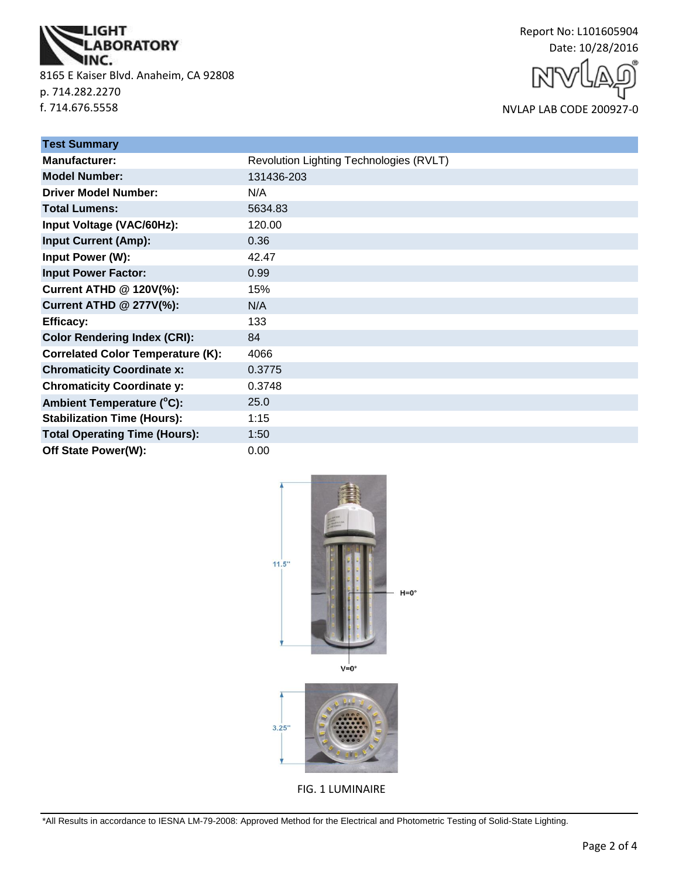LIGHT LABORATORY INC.

8165 E Kaiser Blvd. Anaheim, CA 92808
p. 714.282.2270
f. 714.676.5558

Report No: L101605904
Date: 10/28/2016

NVLAP LAB CODE 200927-0

| Test Summary | |
|---|---|
| **Manufacturer:** | Revolution Lighting Technologies (RVLT) |
| **Model Number:** | 131436-203 |
| **Driver Model Number:** | N/A |
| **Total Lumens:** | 5634.83 |
| **Input Voltage (VAC/60Hz):** | 120.00 |
| **Input Current (Amp):** | 0.36 |
| **Input Power (W):** | 42.47 |
| **Input Power Factor:** | 0.99 |
| **Current ATHD @ 120V(%):** | 15% |
| **Current ATHD @ 277V(%):** | N/A |
| **Efficacy:** | 133 |
| **Color Rendering Index (CRI):** | 84 |
| **Correlated Color Temperature (K):** | 4066 |
| **Chromaticity Coordinate x:** | 0.3775 |
| **Chromaticity Coordinate y:** | 0.3748 |
| **Ambient Temperature (°C):** | 25.0 |
| **Stabilization Time (Hours):** | 1:15 |
| **Total Operating Time (Hours):** | 1:50 |
| **Off State Power(W):** | 0.00 |

11.5"

H=0°

V=0°

3.25"

FIG. 1 LUMINAIRE

*All Results in accordance to IESNA LM-79-2008: Approved Method for the Electrical and Photometric Testing of Solid-State Lighting.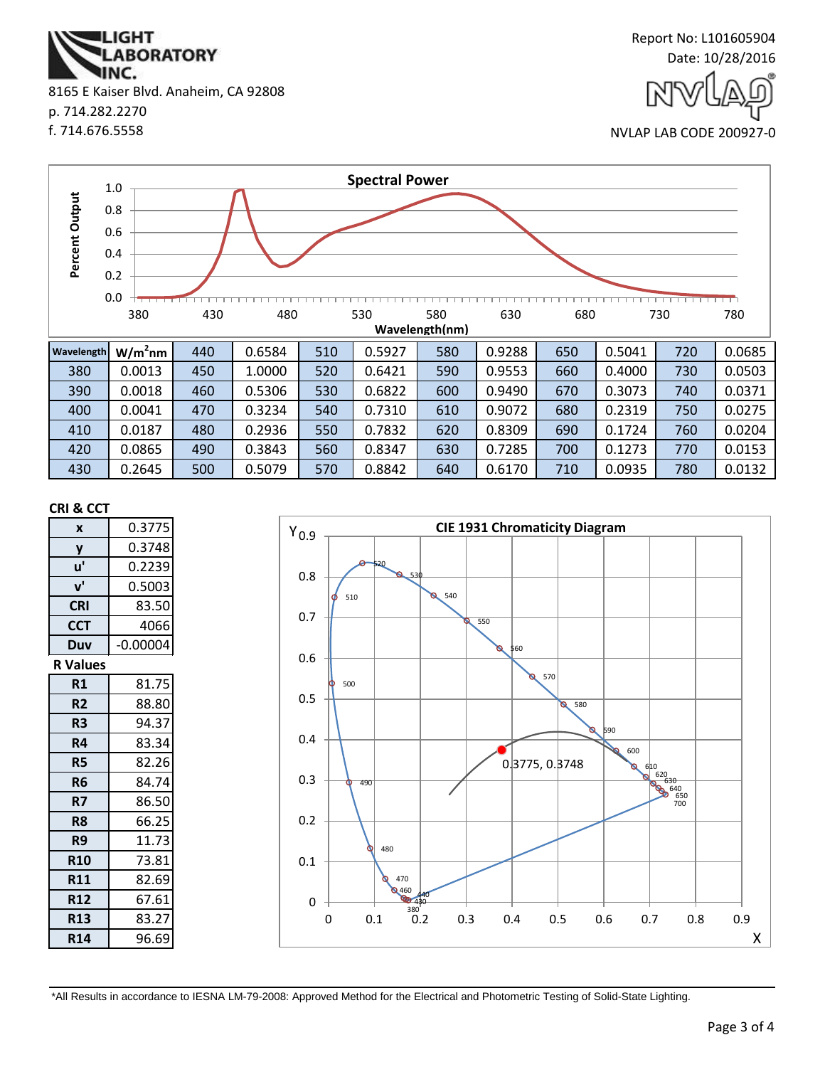LIGHT LABORATORY INC.
8165 E Kaiser Blvd. Anaheim, CA 92808
p. 714.282.2270
f. 714.676.5558

Report No: L101605904
Date: 10/28/2016

NVLAP LAB CODE 200927-0

## Spectral Power

| Wavelength | $W/m^2nm$ | Wavelength | $W/m^2nm$ | Wavelength | $W/m^2nm$ | Wavelength | $W/m^2nm$ | Wavelength | $W/m^2nm$ | Wavelength | $W/m^2nm$ |
|---|---|---|---|---|---|---|---|---|---|---|---|
| 380 | 0.0013 | 440 | 0.6584 | 510 | 0.5927 | 580 | 0.9288 | 650 | 0.5041 | 720 | 0.0685 |
| 390 | 0.0018 | 450 | 1.0000 | 520 | 0.6421 | 590 | 0.9553 | 660 | 0.4000 | 730 | 0.0503 |
| 400 | 0.0041 | 460 | 0.5306 | 530 | 0.6822 | 600 | 0.9490 | 670 | 0.3073 | 740 | 0.0371 |
| 410 | 0.0187 | 470 | 0.3234 | 540 | 0.7310 | 610 | 0.9072 | 680 | 0.2319 | 750 | 0.0275 |
| 420 | 0.0865 | 480 | 0.2936 | 550 | 0.7832 | 620 | 0.8309 | 690 | 0.1724 | 760 | 0.0204 |
| 430 | 0.2645 | 490 | 0.3843 | 560 | 0.8347 | 630 | 0.7285 | 700 | 0.1273 | 770 | 0.0153 |
|  |  | 500 | 0.5079 | 570 | 0.8842 | 640 | 0.6170 | 710 | 0.0935 | 780 | 0.0132 |

### CRI & CCT

| Parameter | Value |
|---|---|
| x | 0.3775 |
| y | 0.3748 |
| u' | 0.2239 |
| v' | 0.5003 |
| CRI | 83.50 |
| CCT | 4066 |
| Duv | -0.00004 |

### R Values

| R | Value |
|---|---|
| R1 | 81.75 |
| R2 | 88.80 |
| R3 | 94.37 |
| R4 | 83.34 |
| R5 | 82.26 |
| R6 | 84.74 |
| R7 | 86.50 |
| R8 | 66.25 |
| R9 | 11.73 |
| R10 | 73.81 |
| R11 | 82.69 |
| R12 | 67.61 |
| R13 | 83.27 |
| R14 | 96.69 |

### CIE 1931 Chromaticity Diagram

0.3775, 0.3748

*All Results in accordance to IESNA LM-79-2008: Approved Method for the Electrical and Photometric Testing of Solid-State Lighting.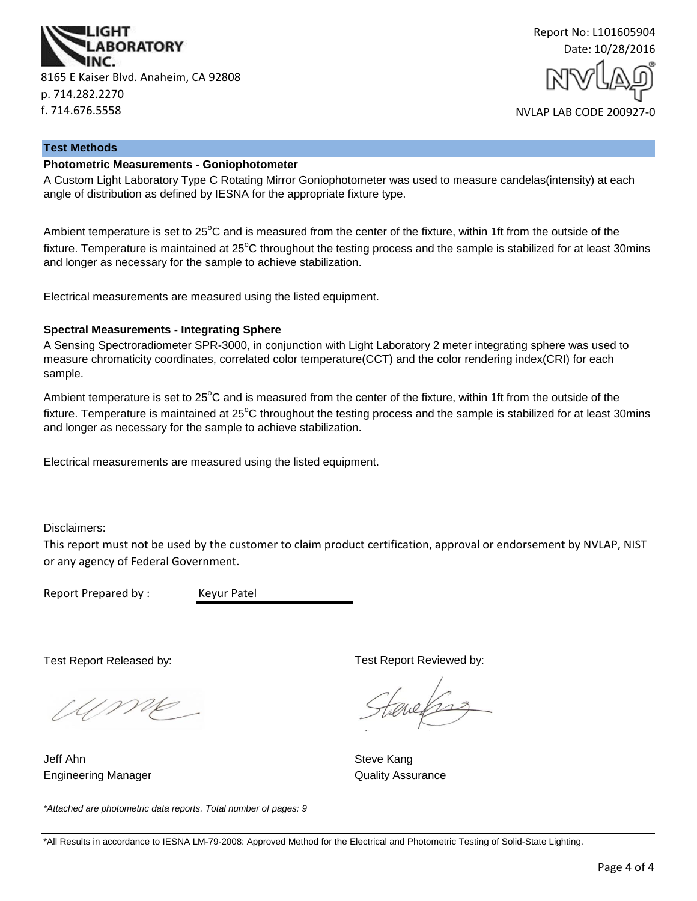LIGHT LABORATORY INC.

8165 E Kaiser Blvd. Anaheim, CA 92808
p. 714.282.2270
f. 714.676.5558

Report No: L101605904
Date: 10/28/2016

NVLAP LAB CODE 200927-0

## Test Methods

### Photometric Measurements - Goniophotometer

A Custom Light Laboratory Type C Rotating Mirror Goniophotometer was used to measure candelas(intensity) at each angle of distribution as defined by IESNA for the appropriate fixture type.

Ambient temperature is set to 25°C and is measured from the center of the fixture, within 1ft from the outside of the fixture. Temperature is maintained at 25°C throughout the testing process and the sample is stabilized for at least 30mins and longer as necessary for the sample to achieve stabilization.

Electrical measurements are measured using the listed equipment.

### Spectral Measurements - Integrating Sphere

A Sensing Spectroradiometer SPR-3000, in conjunction with Light Laboratory 2 meter integrating sphere was used to measure chromaticity coordinates, correlated color temperature(CCT) and the color rendering index(CRI) for each sample.

Ambient temperature is set to 25°C and is measured from the center of the fixture, within 1ft from the outside of the fixture. Temperature is maintained at 25°C throughout the testing process and the sample is stabilized for at least 30mins and longer as necessary for the sample to achieve stabilization.

Electrical measurements are measured using the listed equipment.

Disclaimers:

This report must not be used by the customer to claim product certification, approval or endorsement by NVLAP, NIST or any agency of Federal Government.

Report Prepared by : Keyur Patel

Test Report Released by:

Jeff Ahn
Engineering Manager

Test Report Reviewed by:

Steve Kang
Quality Assurance

*Attached are photometric data reports. Total number of pages: 9*

*All Results in accordance to IESNA LM-79-2008: Approved Method for the Electrical and Photometric Testing of Solid-State Lighting.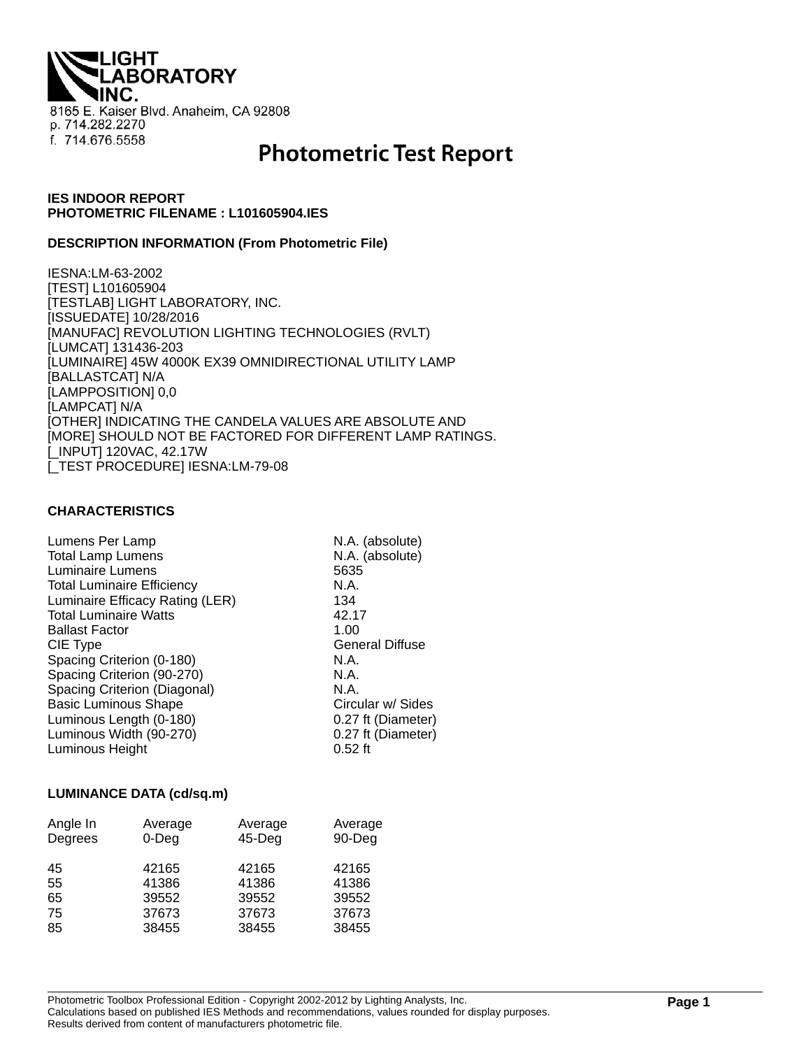LIGHT LABORATORY INC.

8165 E. Kaiser Blvd. Anaheim, CA 92808
p. 714.282.2270
f. 714.676.5558

# Photometric Test Report

**IES INDOOR REPORT**
**PHOTOMETRIC FILENAME : L101605904.IES**

**DESCRIPTION INFORMATION (From Photometric File)**

IESNA:LM-63-2002
[TEST] L101605904
[TESTLAB] LIGHT LABORATORY, INC.
[ISSUEDATE] 10/28/2016
[MANUFAC] REVOLUTION LIGHTING TECHNOLOGIES (RVLT)
[LUMCAT] 131436-203
[LUMINAIRE] 45W 4000K EX39 OMNIDIRECTIONAL UTILITY LAMP
[BALLASTCAT] N/A
[LAMPPOSITION] 0,0
[LAMPCAT] N/A
[OTHER] INDICATING THE CANDELA VALUES ARE ABSOLUTE AND
[MORE] SHOULD NOT BE FACTORED FOR DIFFERENT LAMP RATINGS.
[_INPUT] 120VAC, 42.17W
[_TEST PROCEDURE] IESNA:LM-79-08

**CHARACTERISTICS**

| | |
|---|---|
| Lumens Per Lamp | N.A. (absolute) |
| Total Lamp Lumens | N.A. (absolute) |
| Luminaire Lumens | 5635 |
| Total Luminaire Efficiency | N.A. |
| Luminaire Efficacy Rating (LER) | 134 |
| Total Luminaire Watts | 42.17 |
| Ballast Factor | 1.00 |
| CIE Type | General Diffuse |
| Spacing Criterion (0-180) | N.A. |
| Spacing Criterion (90-270) | N.A. |
| Spacing Criterion (Diagonal) | N.A. |
| Basic Luminous Shape | Circular w/ Sides |
| Luminous Length (0-180) | 0.27 ft (Diameter) |
| Luminous Width (90-270) | 0.27 ft (Diameter) |
| Luminous Height | 0.52 ft |

**LUMINANCE DATA (cd/sq.m)**

| Angle In Degrees | Average 0-Deg | Average 45-Deg | Average 90-Deg |
|---|---|---|---|
| 45 | 42165 | 42165 | 42165 |
| 55 | 41386 | 41386 | 41386 |
| 65 | 39552 | 39552 | 39552 |
| 75 | 37673 | 37673 | 37673 |
| 85 | 38455 | 38455 | 38455 |

Photometric Toolbox Professional Edition - Copyright 2002-2012 by Lighting Analysts, Inc.
Calculations based on published IES Methods and recommendations, values rounded for display purposes.
Results derived from content of manufacturers photometric file.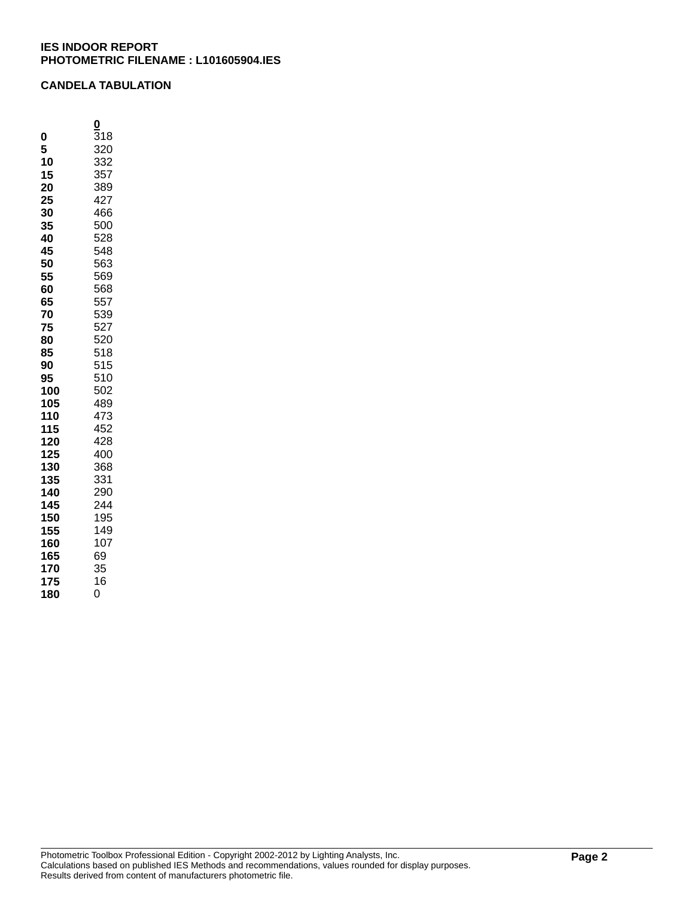**IES INDOOR REPORT**
**PHOTOMETRIC FILENAME : L101605904.IES**

**CANDELA TABULATION**

| | 0 |
|---|---|
| **0** | 318 |
| **5** | 320 |
| **10** | 332 |
| **15** | 357 |
| **20** | 389 |
| **25** | 427 |
| **30** | 466 |
| **35** | 500 |
| **40** | 528 |
| **45** | 548 |
| **50** | 563 |
| **55** | 569 |
| **60** | 568 |
| **65** | 557 |
| **70** | 539 |
| **75** | 527 |
| **80** | 520 |
| **85** | 518 |
| **90** | 515 |
| **95** | 510 |
| **100** | 502 |
| **105** | 489 |
| **110** | 473 |
| **115** | 452 |
| **120** | 428 |
| **125** | 400 |
| **130** | 368 |
| **135** | 331 |
| **140** | 290 |
| **145** | 244 |
| **150** | 195 |
| **155** | 149 |
| **160** | 107 |
| **165** | 69 |
| **170** | 35 |
| **175** | 16 |
| **180** | 0 |

Photometric Toolbox Professional Edition - Copyright 2002-2012 by Lighting Analysts, Inc.
Calculations based on published IES Methods and recommendations, values rounded for display purposes.
Results derived from content of manufacturers photometric file.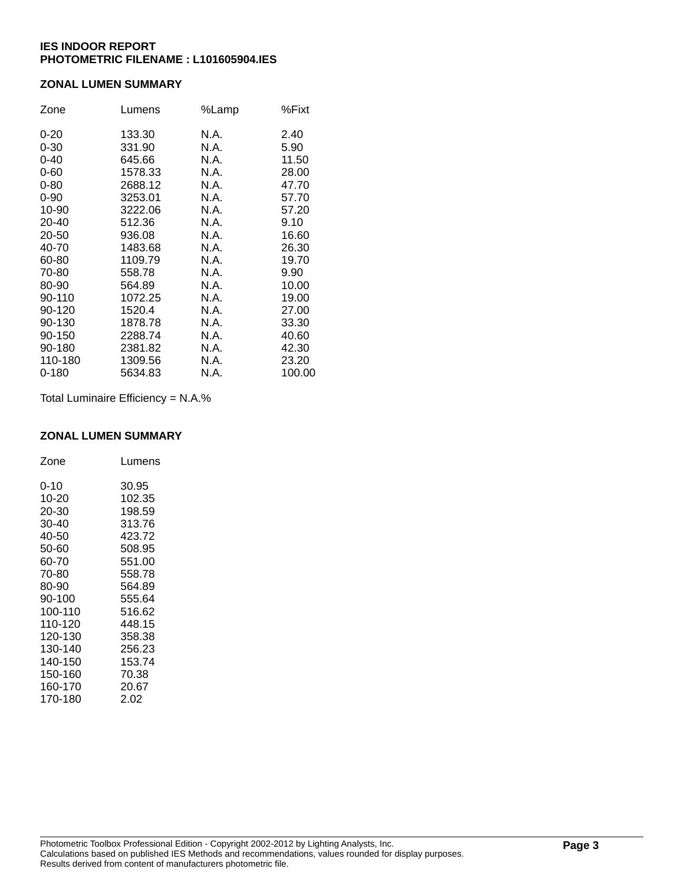**IES INDOOR REPORT**
**PHOTOMETRIC FILENAME : L101605904.IES**

## ZONAL LUMEN SUMMARY

| Zone | Lumens | %Lamp | %Fixt |
|---|---|---|---|
| 0-20 | 133.30 | N.A. | 2.40 |
| 0-30 | 331.90 | N.A. | 5.90 |
| 0-40 | 645.66 | N.A. | 11.50 |
| 0-60 | 1578.33 | N.A. | 28.00 |
| 0-80 | 2688.12 | N.A. | 47.70 |
| 0-90 | 3253.01 | N.A. | 57.70 |
| 10-90 | 3222.06 | N.A. | 57.20 |
| 20-40 | 512.36 | N.A. | 9.10 |
| 20-50 | 936.08 | N.A. | 16.60 |
| 40-70 | 1483.68 | N.A. | 26.30 |
| 60-80 | 1109.79 | N.A. | 19.70 |
| 70-80 | 558.78 | N.A. | 9.90 |
| 80-90 | 564.89 | N.A. | 10.00 |
| 90-110 | 1072.25 | N.A. | 19.00 |
| 90-120 | 1520.4 | N.A. | 27.00 |
| 90-130 | 1878.78 | N.A. | 33.30 |
| 90-150 | 2288.74 | N.A. | 40.60 |
| 90-180 | 2381.82 | N.A. | 42.30 |
| 110-180 | 1309.56 | N.A. | 23.20 |
| 0-180 | 5634.83 | N.A. | 100.00 |

Total Luminaire Efficiency = N.A.%

## ZONAL LUMEN SUMMARY

| Zone | Lumens |
|---|---|
| 0-10 | 30.95 |
| 10-20 | 102.35 |
| 20-30 | 198.59 |
| 30-40 | 313.76 |
| 40-50 | 423.72 |
| 50-60 | 508.95 |
| 60-70 | 551.00 |
| 70-80 | 558.78 |
| 80-90 | 564.89 |
| 90-100 | 555.64 |
| 100-110 | 516.62 |
| 110-120 | 448.15 |
| 120-130 | 358.38 |
| 130-140 | 256.23 |
| 140-150 | 153.74 |
| 150-160 | 70.38 |
| 160-170 | 20.67 |
| 170-180 | 2.02 |

Photometric Toolbox Professional Edition - Copyright 2002-2012 by Lighting Analysts, Inc.
Calculations based on published IES Methods and recommendations, values rounded for display purposes.
Results derived from content of manufacturers photometric file.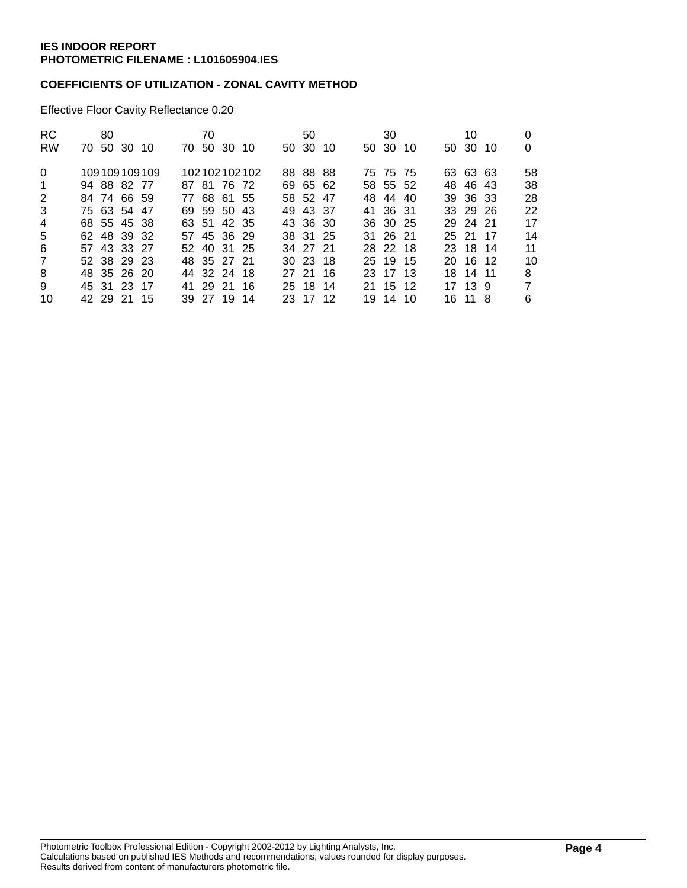**IES INDOOR REPORT**
**PHOTOMETRIC FILENAME : L101605904.IES**

**COEFFICIENTS OF UTILIZATION - ZONAL CAVITY METHOD**

Effective Floor Cavity Reflectance 0.20

| RC | 80 | | | | 70 | | | | 50 | | | 30 | | | 10 | | | 0 |
|---|---|---|---|---|---|---|---|---|---|---|---|---|---|---|---|---|---|---|
| RW | 70 | 50 | 30 | 10 | 70 | 50 | 30 | 10 | 50 | 30 | 10 | 50 | 30 | 10 | 50 | 30 | 10 | 0 |
| 0 | 109 | 109 | 109 | 109 | 102 | 102 | 102 | 102 | 88 | 88 | 88 | 75 | 75 | 75 | 63 | 63 | 63 | 58 |
| 1 | 94 | 88 | 82 | 77 | 87 | 81 | 76 | 72 | 69 | 65 | 62 | 58 | 55 | 52 | 48 | 46 | 43 | 38 |
| 2 | 84 | 74 | 66 | 59 | 77 | 68 | 61 | 55 | 58 | 52 | 47 | 48 | 44 | 40 | 39 | 36 | 33 | 28 |
| 3 | 75 | 63 | 54 | 47 | 69 | 59 | 50 | 43 | 49 | 43 | 37 | 41 | 36 | 31 | 33 | 29 | 26 | 22 |
| 4 | 68 | 55 | 45 | 38 | 63 | 51 | 42 | 35 | 43 | 36 | 30 | 36 | 30 | 25 | 29 | 24 | 21 | 17 |
| 5 | 62 | 48 | 39 | 32 | 57 | 45 | 36 | 29 | 38 | 31 | 25 | 31 | 26 | 21 | 25 | 21 | 17 | 14 |
| 6 | 57 | 43 | 33 | 27 | 52 | 40 | 31 | 25 | 34 | 27 | 21 | 28 | 22 | 18 | 23 | 18 | 14 | 11 |
| 7 | 52 | 38 | 29 | 23 | 48 | 35 | 27 | 21 | 30 | 23 | 18 | 25 | 19 | 15 | 20 | 16 | 12 | 10 |
| 8 | 48 | 35 | 26 | 20 | 44 | 32 | 24 | 18 | 27 | 21 | 16 | 23 | 17 | 13 | 18 | 14 | 11 | 8 |
| 9 | 45 | 31 | 23 | 17 | 41 | 29 | 21 | 16 | 25 | 18 | 14 | 21 | 15 | 12 | 17 | 13 | 9 | 7 |
| 10 | 42 | 29 | 21 | 15 | 39 | 27 | 19 | 14 | 23 | 17 | 12 | 19 | 14 | 10 | 16 | 11 | 8 | 6 |

Photometric Toolbox Professional Edition - Copyright 2002-2012 by Lighting Analysts, Inc.
Calculations based on published IES Methods and recommendations, values rounded for display purposes.
Results derived from content of manufacturers photometric file.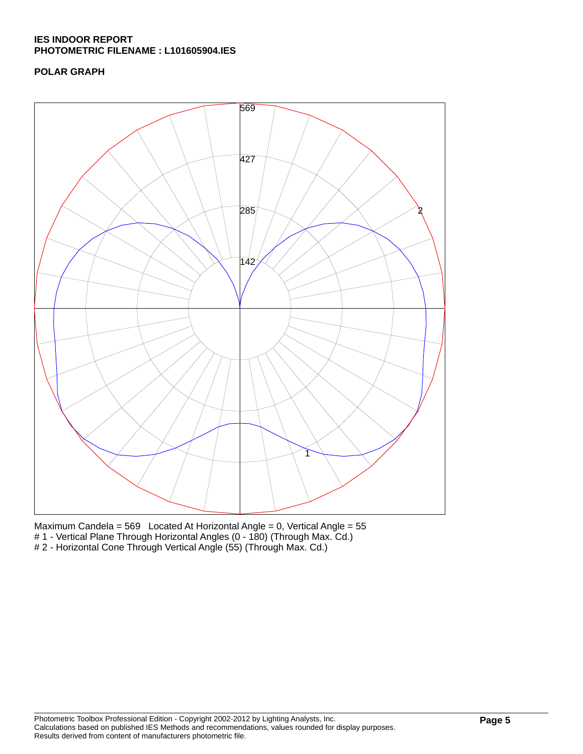**IES INDOOR REPORT**
**PHOTOMETRIC FILENAME : L101605904.IES**

**POLAR GRAPH**

569
427
285
142
2
1

Maximum Candela = 569   Located At Horizontal Angle = 0, Vertical Angle = 55
# 1 - Vertical Plane Through Horizontal Angles (0 - 180) (Through Max. Cd.)
# 2 - Horizontal Cone Through Vertical Angle (55) (Through Max. Cd.)

Photometric Toolbox Professional Edition - Copyright 2002-2012 by Lighting Analysts, Inc.
Calculations based on published IES Methods and recommendations, values rounded for display purposes.
Results derived from content of manufacturers photometric file.